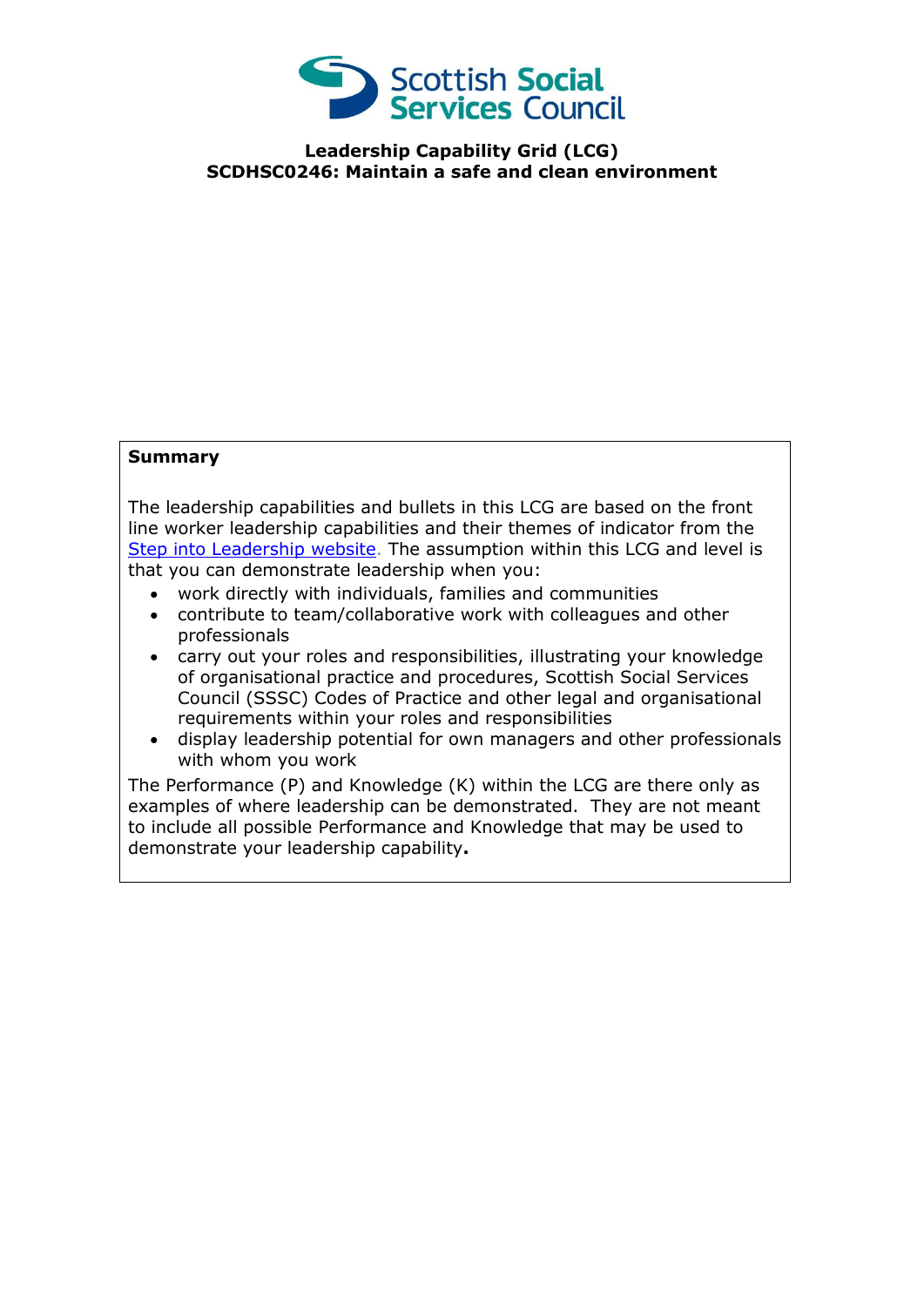Scottish Social Services Council

**Leadership Capability Grid (LCG)**
**SCDHSC0246: Maintain a safe and clean environment**

**Summary**

The leadership capabilities and bullets in this LCG are based on the front line worker leadership capabilities and their themes of indicator from the Step into Leadership website. The assumption within this LCG and level is that you can demonstrate leadership when you:

- work directly with individuals, families and communities
- contribute to team/collaborative work with colleagues and other professionals
- carry out your roles and responsibilities, illustrating your knowledge of organisational practice and procedures, Scottish Social Services Council (SSSC) Codes of Practice and other legal and organisational requirements within your roles and responsibilities
- display leadership potential for own managers and other professionals with whom you work

The Performance (P) and Knowledge (K) within the LCG are there only as examples of where leadership can be demonstrated. They are not meant to include all possible Performance and Knowledge that may be used to demonstrate your leadership capability**.**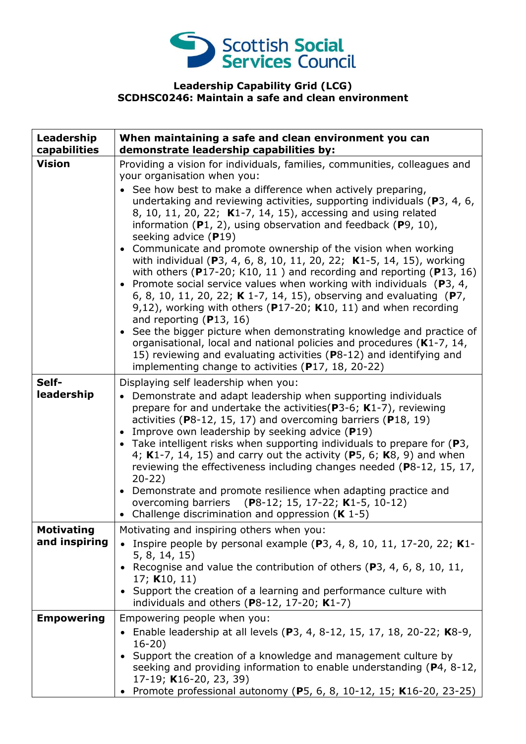**Leadership Capability Grid (LCG)**
**SCDHSC0246: Maintain a safe and clean environment**

| Leadership capabilities | When maintaining a safe and clean environment you can demonstrate leadership capabilities by: |
|---|---|
| **Vision** | Providing a vision for individuals, families, communities, colleagues and your organisation when you:<br>• See how best to make a difference when actively preparing, undertaking and reviewing activities, supporting individuals (**P**3, 4, 6, 8, 10, 11, 20, 22; **K**1-7, 14, 15), accessing and using related information (**P**1, 2), using observation and feedback (**P**9, 10), seeking advice (**P**19)<br>• Communicate and promote ownership of the vision when working with individual (**P**3, 4, 6, 8, 10, 11, 20, 22; **K**1-5, 14, 15), working with others (**P**17-20; K10, 11 ) and recording and reporting (**P**13, 16)<br>• Promote social service values when working with individuals (**P**3, 4, 6, 8, 10, 11, 20, 22; **K** 1-7, 14, 15), observing and evaluating (**P**7, 9,12), working with others (**P**17-20; **K**10, 11) and when recording and reporting (**P**13, 16)<br>• See the bigger picture when demonstrating knowledge and practice of organisational, local and national policies and procedures (**K**1-7, 14, 15) reviewing and evaluating activities (**P**8-12) and identifying and implementing change to activities (**P**17, 18, 20-22) |
| **Self-leadership** | Displaying self leadership when you:<br>• Demonstrate and adapt leadership when supporting individuals prepare for and undertake the activities(**P**3-6; **K**1-7), reviewing activities (**P**8-12, 15, 17) and overcoming barriers (**P**18, 19)<br>• Improve own leadership by seeking advice (**P**19)<br>• Take intelligent risks when supporting individuals to prepare for (**P**3, 4; **K**1-7, 14, 15) and carry out the activity (**P**5, 6; **K**8, 9) and when reviewing the effectiveness including changes needed (**P**8-12, 15, 17, 20-22)<br>• Demonstrate and promote resilience when adapting practice and overcoming barriers (**P**8-12; 15, 17-22; **K**1-5, 10-12)<br>• Challenge discrimination and oppression (**K** 1-5) |
| **Motivating and inspiring** | Motivating and inspiring others when you:<br>• Inspire people by personal example (**P**3, 4, 8, 10, 11, 17-20, 22; **K**1-5, 8, 14, 15)<br>• Recognise and value the contribution of others (**P**3, 4, 6, 8, 10, 11, 17; **K**10, 11)<br>• Support the creation of a learning and performance culture with individuals and others (**P**8-12, 17-20; **K**1-7) |
| **Empowering** | Empowering people when you:<br>• Enable leadership at all levels (**P**3, 4, 8-12, 15, 17, 18, 20-22; **K**8-9, 16-20)<br>• Support the creation of a knowledge and management culture by seeking and providing information to enable understanding (**P**4, 8-12, 17-19; **K**16-20, 23, 39)<br>• Promote professional autonomy (**P**5, 6, 8, 10-12, 15; **K**16-20, 23-25) |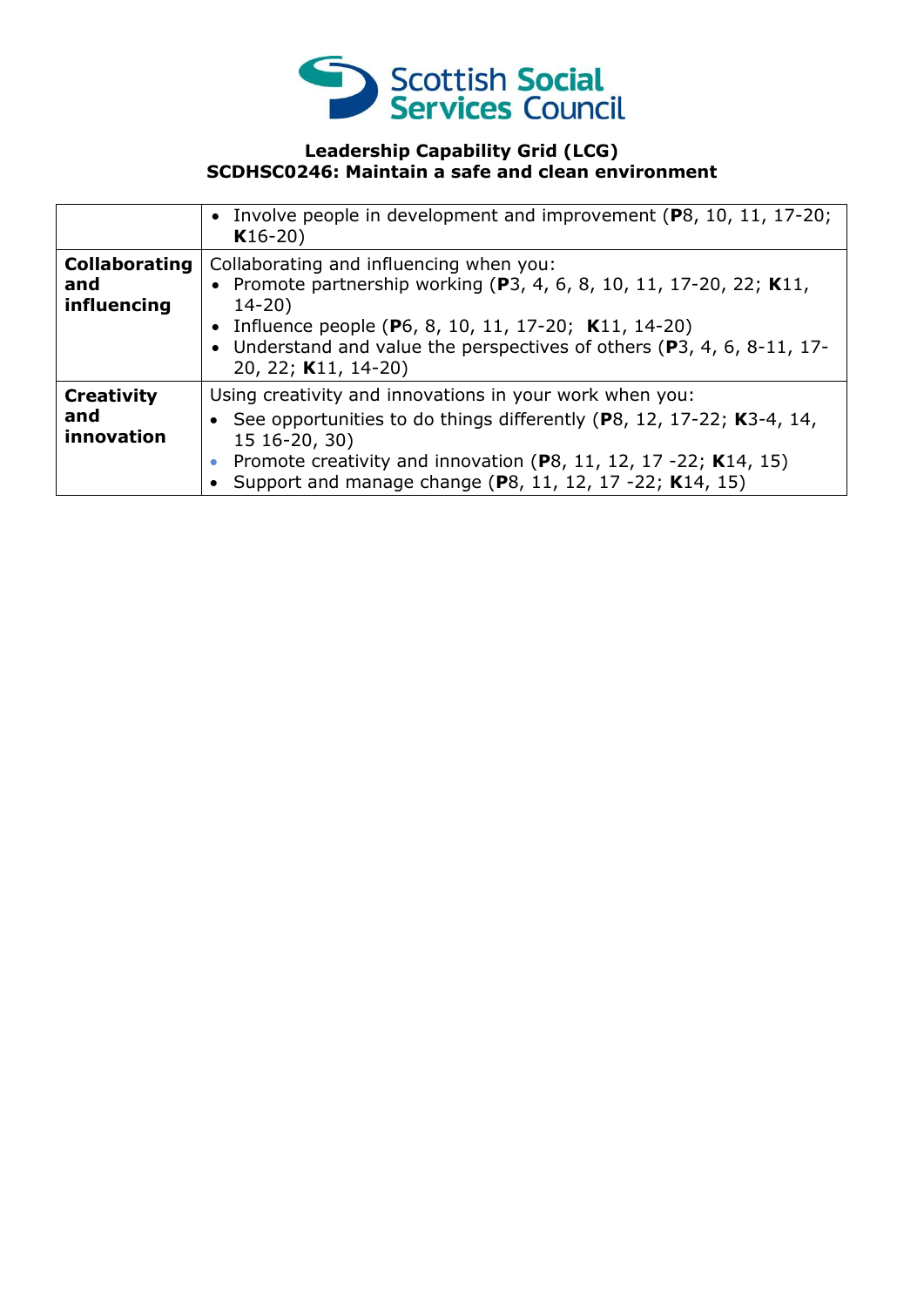**Leadership Capability Grid (LCG)**
**SCDHSC0246: Maintain a safe and clean environment**

| | |
|---|---|
| | • Involve people in development and improvement (**P**8, 10, 11, 17-20; **K**16-20) |
| **Collaborating and influencing** | Collaborating and influencing when you:<br>• Promote partnership working (**P**3, 4, 6, 8, 10, 11, 17-20, 22; **K**11, 14-20)<br>• Influence people (**P**6, 8, 10, 11, 17-20; **K**11, 14-20)<br>• Understand and value the perspectives of others (**P**3, 4, 6, 8-11, 17-20, 22; **K**11, 14-20) |
| **Creativity and innovation** | Using creativity and innovations in your work when you:<br>• See opportunities to do things differently (**P**8, 12, 17-22; **K**3-4, 14, 15 16-20, 30)<br>• Promote creativity and innovation (**P**8, 11, 12, 17 -22; **K**14, 15)<br>• Support and manage change (**P**8, 11, 12, 17 -22; **K**14, 15) |